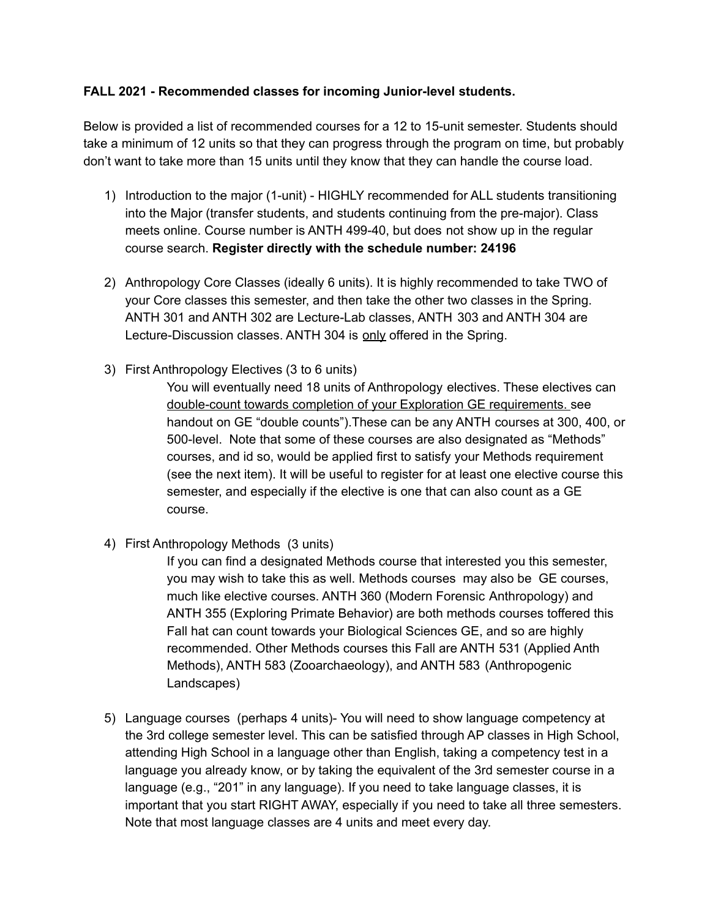**FALL 2021 - Recommended classes for incoming Junior-level students.**

Below is provided a list of recommended courses for a 12 to 15-unit semester. Students should take a minimum of 12 units so that they can progress through the program on time, but probably don't want to take more than 15 units until they know that they can handle the course load.

1) Introduction to the major (1-unit) - HIGHLY recommended for ALL students transitioning into the Major (transfer students, and students continuing from the pre-major). Class meets online. Course number is ANTH 499-40, but does not show up in the regular course search. **Register directly with the schedule number: 24196**

2) Anthropology Core Classes (ideally 6 units). It is highly recommended to take TWO of your Core classes this semester, and then take the other two classes in the Spring. ANTH 301 and ANTH 302 are Lecture-Lab classes, ANTH 303 and ANTH 304 are Lecture-Discussion classes. ANTH 304 is <u>only</u> offered in the Spring.

3) First Anthropology Electives (3 to 6 units)

   You will eventually need 18 units of Anthropology electives. These electives can <u>double-count towards completion of your Exploration GE requirements.</u> see handout on GE "double counts").These can be any ANTH courses at 300, 400, or 500-level. Note that some of these courses are also designated as "Methods" courses, and id so, would be applied first to satisfy your Methods requirement (see the next item). It will be useful to register for at least one elective course this semester, and especially if the elective is one that can also count as a GE course.

4) First Anthropology Methods (3 units)

   If you can find a designated Methods course that interested you this semester, you may wish to take this as well. Methods courses may also be GE courses, much like elective courses. ANTH 360 (Modern Forensic Anthropology) and ANTH 355 (Exploring Primate Behavior) are both methods courses toffered this Fall hat can count towards your Biological Sciences GE, and so are highly recommended. Other Methods courses this Fall are ANTH 531 (Applied Anth Methods), ANTH 583 (Zooarchaeology), and ANTH 583 (Anthropogenic Landscapes)

5) Language courses (perhaps 4 units)- You will need to show language competency at the 3rd college semester level. This can be satisfied through AP classes in High School, attending High School in a language other than English, taking a competency test in a language you already know, or by taking the equivalent of the 3rd semester course in a language (e.g., "201" in any language). If you need to take language classes, it is important that you start RIGHT AWAY, especially if you need to take all three semesters. Note that most language classes are 4 units and meet every day.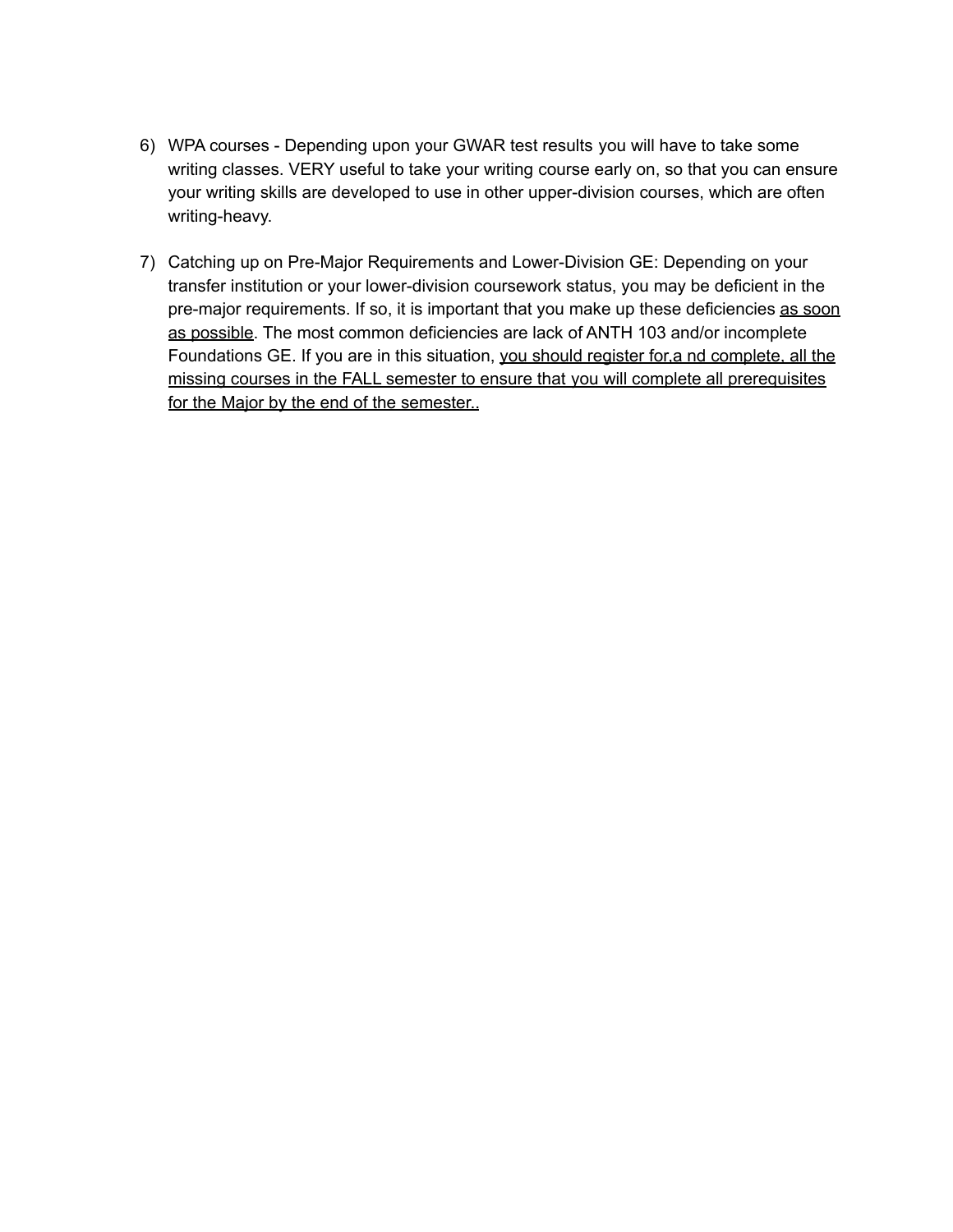6) WPA courses - Depending upon your GWAR test results you will have to take some writing classes. VERY useful to take your writing course early on, so that you can ensure your writing skills are developed to use in other upper-division courses, which are often writing-heavy.

7) Catching up on Pre-Major Requirements and Lower-Division GE: Depending on your transfer institution or your lower-division coursework status, you may be deficient in the pre-major requirements. If so, it is important that you make up these deficiencies <u>as soon as possible</u>. The most common deficiencies are lack of ANTH 103 and/or incomplete Foundations GE. If you are in this situation, <u>you should register for,a nd complete, all the missing courses in the FALL semester to ensure that you will complete all prerequisites for the Major by the end of the semester..</u>